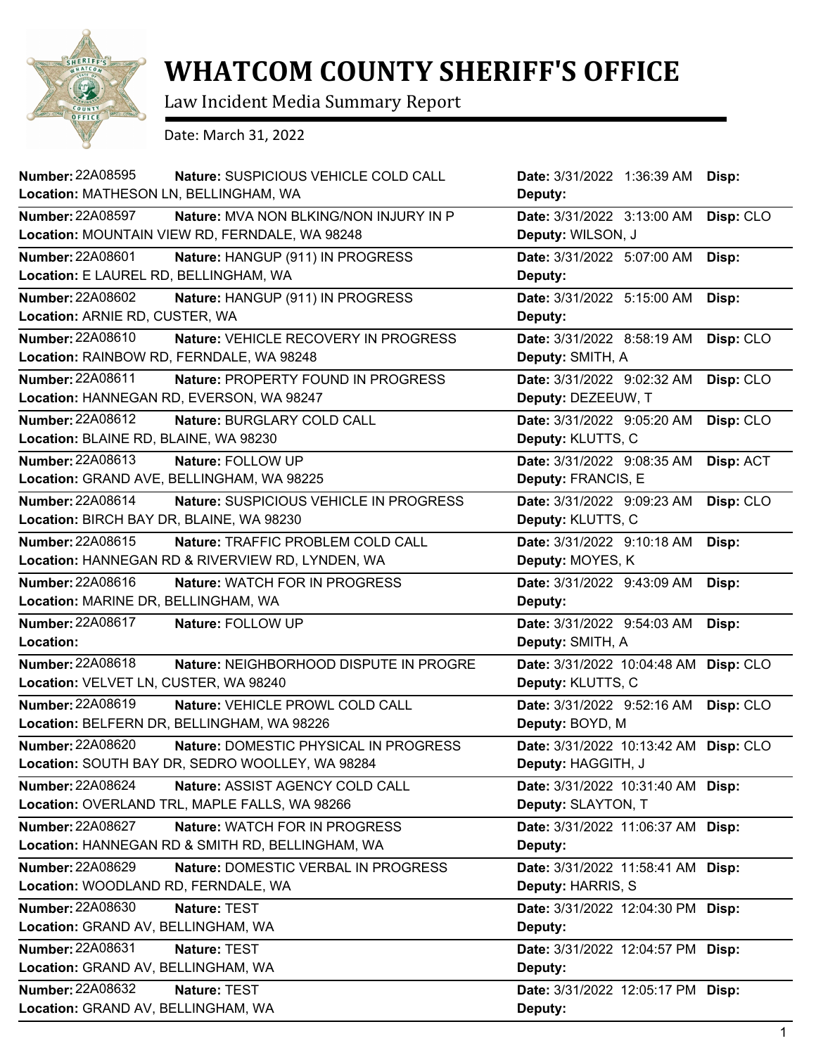# WHATCOM COUNTY SHERIFF'S OFFICE

Law Incident Media Summary Report

Date: March 31, 2022

| Number | Nature | Location | Date | Deputy | Disp |
|---|---|---|---|---|---|
| 22A08595 | SUSPICIOUS VEHICLE COLD CALL | MATHESON LN, BELLINGHAM, WA | 3/31/2022 1:36:39 AM | | |
| 22A08597 | MVA NON BLKING/NON INJURY IN P | MOUNTAIN VIEW RD, FERNDALE, WA 98248 | 3/31/2022 3:13:00 AM | WILSON, J | CLO |
| 22A08601 | HANGUP (911) IN PROGRESS | E LAUREL RD, BELLINGHAM, WA | 3/31/2022 5:07:00 AM | | |
| 22A08602 | HANGUP (911) IN PROGRESS | ARNIE RD, CUSTER, WA | 3/31/2022 5:15:00 AM | | |
| 22A08610 | VEHICLE RECOVERY IN PROGRESS | RAINBOW RD, FERNDALE, WA 98248 | 3/31/2022 8:58:19 AM | SMITH, A | CLO |
| 22A08611 | PROPERTY FOUND IN PROGRESS | HANNEGAN RD, EVERSON, WA 98247 | 3/31/2022 9:02:32 AM | DEZEEUW, T | CLO |
| 22A08612 | BURGLARY COLD CALL | BLAINE RD, BLAINE, WA 98230 | 3/31/2022 9:05:20 AM | KLUTTS, C | CLO |
| 22A08613 | FOLLOW UP | GRAND AVE, BELLINGHAM, WA 98225 | 3/31/2022 9:08:35 AM | FRANCIS, E | ACT |
| 22A08614 | SUSPICIOUS VEHICLE IN PROGRESS | BIRCH BAY DR, BLAINE, WA 98230 | 3/31/2022 9:09:23 AM | KLUTTS, C | CLO |
| 22A08615 | TRAFFIC PROBLEM COLD CALL | HANNEGAN RD & RIVERVIEW RD, LYNDEN, WA | 3/31/2022 9:10:18 AM | MOYES, K | |
| 22A08616 | WATCH FOR IN PROGRESS | MARINE DR, BELLINGHAM, WA | 3/31/2022 9:43:09 AM | | |
| 22A08617 | FOLLOW UP | | 3/31/2022 9:54:03 AM | SMITH, A | |
| 22A08618 | NEIGHBORHOOD DISPUTE IN PROGRE | VELVET LN, CUSTER, WA 98240 | 3/31/2022 10:04:48 AM | KLUTTS, C | CLO |
| 22A08619 | VEHICLE PROWL COLD CALL | BELFERN DR, BELLINGHAM, WA 98226 | 3/31/2022 9:52:16 AM | BOYD, M | CLO |
| 22A08620 | DOMESTIC PHYSICAL IN PROGRESS | SOUTH BAY DR, SEDRO WOOLLEY, WA 98284 | 3/31/2022 10:13:42 AM | HAGGITH, J | CLO |
| 22A08624 | ASSIST AGENCY COLD CALL | OVERLAND TRL, MAPLE FALLS, WA 98266 | 3/31/2022 10:31:40 AM | SLAYTON, T | |
| 22A08627 | WATCH FOR IN PROGRESS | HANNEGAN RD & SMITH RD, BELLINGHAM, WA | 3/31/2022 11:06:37 AM | | |
| 22A08629 | DOMESTIC VERBAL IN PROGRESS | WOODLAND RD, FERNDALE, WA | 3/31/2022 11:58:41 AM | HARRIS, S | |
| 22A08630 | TEST | GRAND AV, BELLINGHAM, WA | 3/31/2022 12:04:30 PM | | |
| 22A08631 | TEST | GRAND AV, BELLINGHAM, WA | 3/31/2022 12:04:57 PM | | |
| 22A08632 | TEST | GRAND AV, BELLINGHAM, WA | 3/31/2022 12:05:17 PM | | |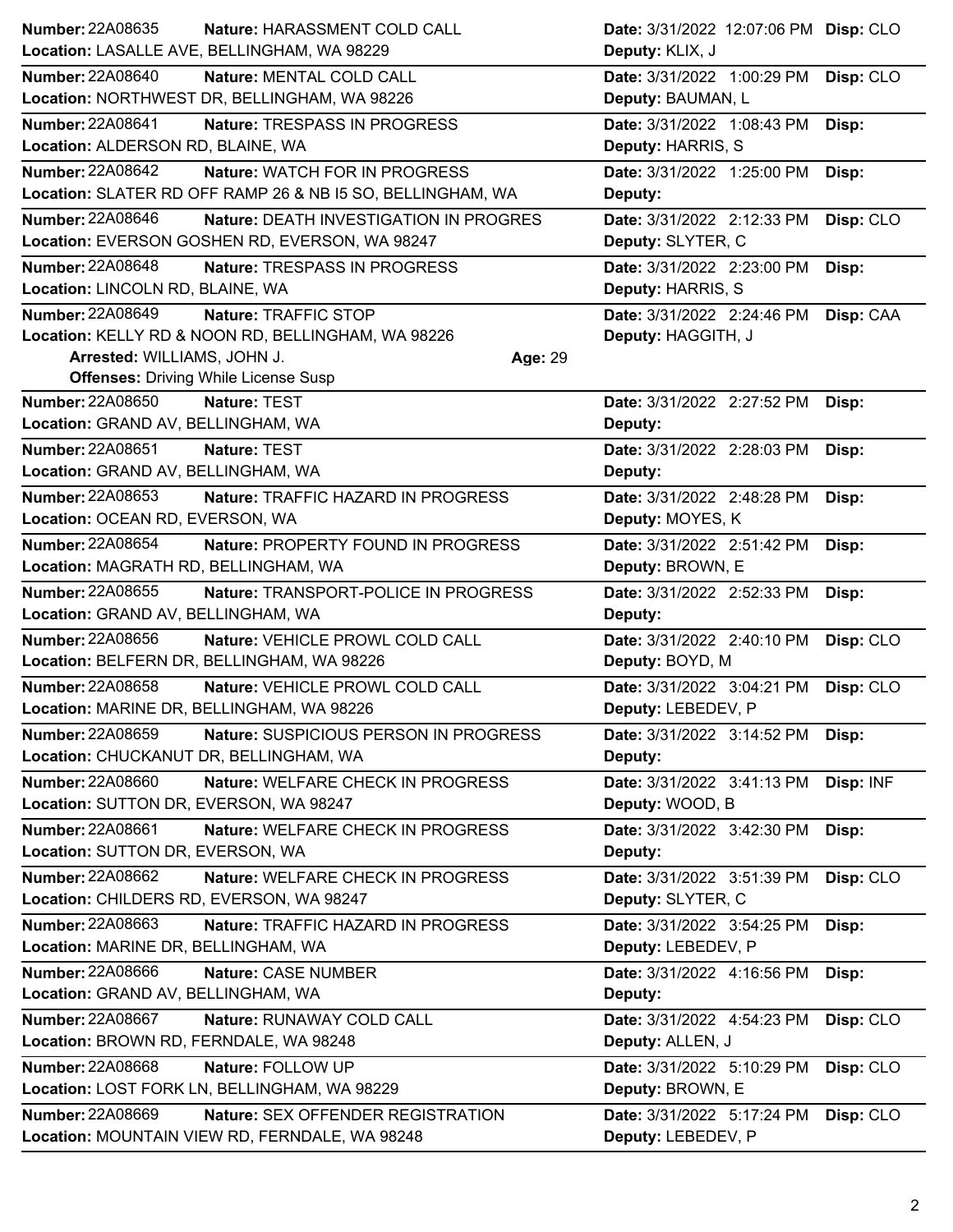**Number:** 22A08635 **Nature:** HARASSMENT COLD CALL **Date:** 3/31/2022 12:07:06 PM **Disp:** CLO
**Location:** LASALLE AVE, BELLINGHAM, WA 98229 **Deputy:** KLIX, J

---

**Number:** 22A08640 **Nature:** MENTAL COLD CALL **Date:** 3/31/2022 1:00:29 PM **Disp:** CLO
**Location:** NORTHWEST DR, BELLINGHAM, WA 98226 **Deputy:** BAUMAN, L

---

**Number:** 22A08641 **Nature:** TRESPASS IN PROGRESS **Date:** 3/31/2022 1:08:43 PM **Disp:**
**Location:** ALDERSON RD, BLAINE, WA **Deputy:** HARRIS, S

---

**Number:** 22A08642 **Nature:** WATCH FOR IN PROGRESS **Date:** 3/31/2022 1:25:00 PM **Disp:**
**Location:** SLATER RD OFF RAMP 26 & NB I5 SO, BELLINGHAM, WA **Deputy:**

---

**Number:** 22A08646 **Nature:** DEATH INVESTIGATION IN PROGRES **Date:** 3/31/2022 2:12:33 PM **Disp:** CLO
**Location:** EVERSON GOSHEN RD, EVERSON, WA 98247 **Deputy:** SLYTER, C

---

**Number:** 22A08648 **Nature:** TRESPASS IN PROGRESS **Date:** 3/31/2022 2:23:00 PM **Disp:**
**Location:** LINCOLN RD, BLAINE, WA **Deputy:** HARRIS, S

---

**Number:** 22A08649 **Nature:** TRAFFIC STOP **Date:** 3/31/2022 2:24:46 PM **Disp:** CAA
**Location:** KELLY RD & NOON RD, BELLINGHAM, WA 98226 **Deputy:** HAGGITH, J
**Arrested:** WILLIAMS, JOHN J. **Age:** 29
**Offenses:** Driving While License Susp

---

**Number:** 22A08650 **Nature:** TEST **Date:** 3/31/2022 2:27:52 PM **Disp:**
**Location:** GRAND AV, BELLINGHAM, WA **Deputy:**

---

**Number:** 22A08651 **Nature:** TEST **Date:** 3/31/2022 2:28:03 PM **Disp:**
**Location:** GRAND AV, BELLINGHAM, WA **Deputy:**

---

**Number:** 22A08653 **Nature:** TRAFFIC HAZARD IN PROGRESS **Date:** 3/31/2022 2:48:28 PM **Disp:**
**Location:** OCEAN RD, EVERSON, WA **Deputy:** MOYES, K

---

**Number:** 22A08654 **Nature:** PROPERTY FOUND IN PROGRESS **Date:** 3/31/2022 2:51:42 PM **Disp:**
**Location:** MAGRATH RD, BELLINGHAM, WA **Deputy:** BROWN, E

---

**Number:** 22A08655 **Nature:** TRANSPORT-POLICE IN PROGRESS **Date:** 3/31/2022 2:52:33 PM **Disp:**
**Location:** GRAND AV, BELLINGHAM, WA **Deputy:**

---

**Number:** 22A08656 **Nature:** VEHICLE PROWL COLD CALL **Date:** 3/31/2022 2:40:10 PM **Disp:** CLO
**Location:** BELFERN DR, BELLINGHAM, WA 98226 **Deputy:** BOYD, M

---

**Number:** 22A08658 **Nature:** VEHICLE PROWL COLD CALL **Date:** 3/31/2022 3:04:21 PM **Disp:** CLO
**Location:** MARINE DR, BELLINGHAM, WA 98226 **Deputy:** LEBEDEV, P

---

**Number:** 22A08659 **Nature:** SUSPICIOUS PERSON IN PROGRESS **Date:** 3/31/2022 3:14:52 PM **Disp:**
**Location:** CHUCKANUT DR, BELLINGHAM, WA **Deputy:**

---

**Number:** 22A08660 **Nature:** WELFARE CHECK IN PROGRESS **Date:** 3/31/2022 3:41:13 PM **Disp:** INF
**Location:** SUTTON DR, EVERSON, WA 98247 **Deputy:** WOOD, B

---

**Number:** 22A08661 **Nature:** WELFARE CHECK IN PROGRESS **Date:** 3/31/2022 3:42:30 PM **Disp:**
**Location:** SUTTON DR, EVERSON, WA **Deputy:**

---

**Number:** 22A08662 **Nature:** WELFARE CHECK IN PROGRESS **Date:** 3/31/2022 3:51:39 PM **Disp:** CLO
**Location:** CHILDERS RD, EVERSON, WA 98247 **Deputy:** SLYTER, C

---

**Number:** 22A08663 **Nature:** TRAFFIC HAZARD IN PROGRESS **Date:** 3/31/2022 3:54:25 PM **Disp:**
**Location:** MARINE DR, BELLINGHAM, WA **Deputy:** LEBEDEV, P

---

**Number:** 22A08666 **Nature:** CASE NUMBER **Date:** 3/31/2022 4:16:56 PM **Disp:**
**Location:** GRAND AV, BELLINGHAM, WA **Deputy:**

---

**Number:** 22A08667 **Nature:** RUNAWAY COLD CALL **Date:** 3/31/2022 4:54:23 PM **Disp:** CLO
**Location:** BROWN RD, FERNDALE, WA 98248 **Deputy:** ALLEN, J

---

**Number:** 22A08668 **Nature:** FOLLOW UP **Date:** 3/31/2022 5:10:29 PM **Disp:** CLO
**Location:** LOST FORK LN, BELLINGHAM, WA 98229 **Deputy:** BROWN, E

---

**Number:** 22A08669 **Nature:** SEX OFFENDER REGISTRATION **Date:** 3/31/2022 5:17:24 PM **Disp:** CLO
**Location:** MOUNTAIN VIEW RD, FERNDALE, WA 98248 **Deputy:** LEBEDEV, P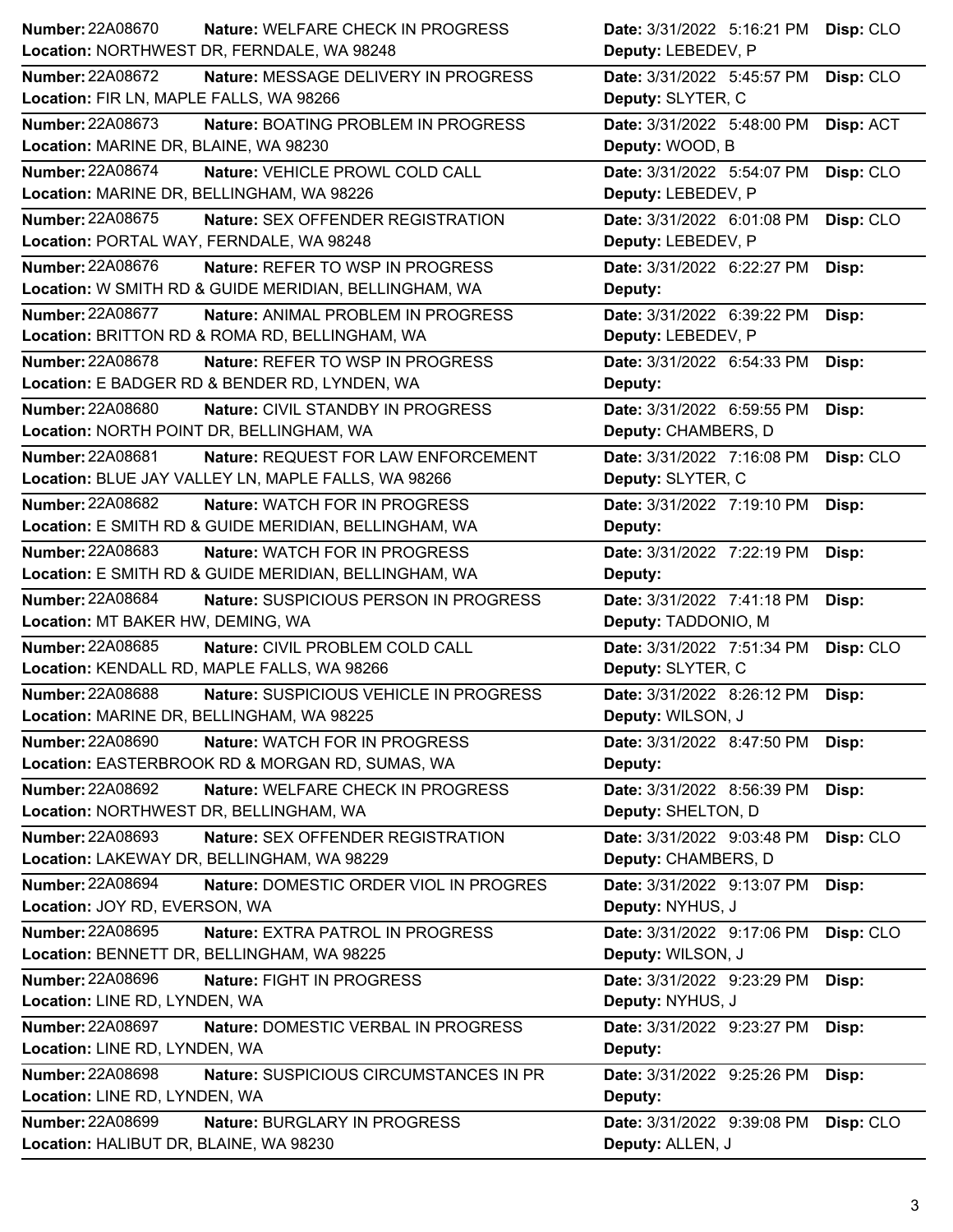| Number | Nature | Location | Date | Deputy | Disp |
|---|---|---|---|---|---|
| 22A08670 | WELFARE CHECK IN PROGRESS | NORTHWEST DR, FERNDALE, WA 98248 | 3/31/2022 5:16:21 PM | LEBEDEV, P | CLO |
| 22A08672 | MESSAGE DELIVERY IN PROGRESS | FIR LN, MAPLE FALLS, WA 98266 | 3/31/2022 5:45:57 PM | SLYTER, C | CLO |
| 22A08673 | BOATING PROBLEM IN PROGRESS | MARINE DR, BLAINE, WA 98230 | 3/31/2022 5:48:00 PM | WOOD, B | ACT |
| 22A08674 | VEHICLE PROWL COLD CALL | MARINE DR, BELLINGHAM, WA 98226 | 3/31/2022 5:54:07 PM | LEBEDEV, P | CLO |
| 22A08675 | SEX OFFENDER REGISTRATION | PORTAL WAY, FERNDALE, WA 98248 | 3/31/2022 6:01:08 PM | LEBEDEV, P | CLO |
| 22A08676 | REFER TO WSP IN PROGRESS | W SMITH RD & GUIDE MERIDIAN, BELLINGHAM, WA | 3/31/2022 6:22:27 PM | | |
| 22A08677 | ANIMAL PROBLEM IN PROGRESS | BRITTON RD & ROMA RD, BELLINGHAM, WA | 3/31/2022 6:39:22 PM | LEBEDEV, P | |
| 22A08678 | REFER TO WSP IN PROGRESS | E BADGER RD & BENDER RD, LYNDEN, WA | 3/31/2022 6:54:33 PM | | |
| 22A08680 | CIVIL STANDBY IN PROGRESS | NORTH POINT DR, BELLINGHAM, WA | 3/31/2022 6:59:55 PM | CHAMBERS, D | |
| 22A08681 | REQUEST FOR LAW ENFORCEMENT | BLUE JAY VALLEY LN, MAPLE FALLS, WA 98266 | 3/31/2022 7:16:08 PM | SLYTER, C | CLO |
| 22A08682 | WATCH FOR IN PROGRESS | E SMITH RD & GUIDE MERIDIAN, BELLINGHAM, WA | 3/31/2022 7:19:10 PM | | |
| 22A08683 | WATCH FOR IN PROGRESS | E SMITH RD & GUIDE MERIDIAN, BELLINGHAM, WA | 3/31/2022 7:22:19 PM | | |
| 22A08684 | SUSPICIOUS PERSON IN PROGRESS | MT BAKER HW, DEMING, WA | 3/31/2022 7:41:18 PM | TADDONIO, M | |
| 22A08685 | CIVIL PROBLEM COLD CALL | KENDALL RD, MAPLE FALLS, WA 98266 | 3/31/2022 7:51:34 PM | SLYTER, C | CLO |
| 22A08688 | SUSPICIOUS VEHICLE IN PROGRESS | MARINE DR, BELLINGHAM, WA 98225 | 3/31/2022 8:26:12 PM | WILSON, J | |
| 22A08690 | WATCH FOR IN PROGRESS | EASTERBROOK RD & MORGAN RD, SUMAS, WA | 3/31/2022 8:47:50 PM | | |
| 22A08692 | WELFARE CHECK IN PROGRESS | NORTHWEST DR, BELLINGHAM, WA | 3/31/2022 8:56:39 PM | SHELTON, D | |
| 22A08693 | SEX OFFENDER REGISTRATION | LAKEWAY DR, BELLINGHAM, WA 98229 | 3/31/2022 9:03:48 PM | CHAMBERS, D | CLO |
| 22A08694 | DOMESTIC ORDER VIOL IN PROGRES | JOY RD, EVERSON, WA | 3/31/2022 9:13:07 PM | NYHUS, J | |
| 22A08695 | EXTRA PATROL IN PROGRESS | BENNETT DR, BELLINGHAM, WA 98225 | 3/31/2022 9:17:06 PM | WILSON, J | CLO |
| 22A08696 | FIGHT IN PROGRESS | LINE RD, LYNDEN, WA | 3/31/2022 9:23:29 PM | NYHUS, J | |
| 22A08697 | DOMESTIC VERBAL IN PROGRESS | LINE RD, LYNDEN, WA | 3/31/2022 9:23:27 PM | | |
| 22A08698 | SUSPICIOUS CIRCUMSTANCES IN PR | LINE RD, LYNDEN, WA | 3/31/2022 9:25:26 PM | | |
| 22A08699 | BURGLARY IN PROGRESS | HALIBUT DR, BLAINE, WA 98230 | 3/31/2022 9:39:08 PM | ALLEN, J | CLO |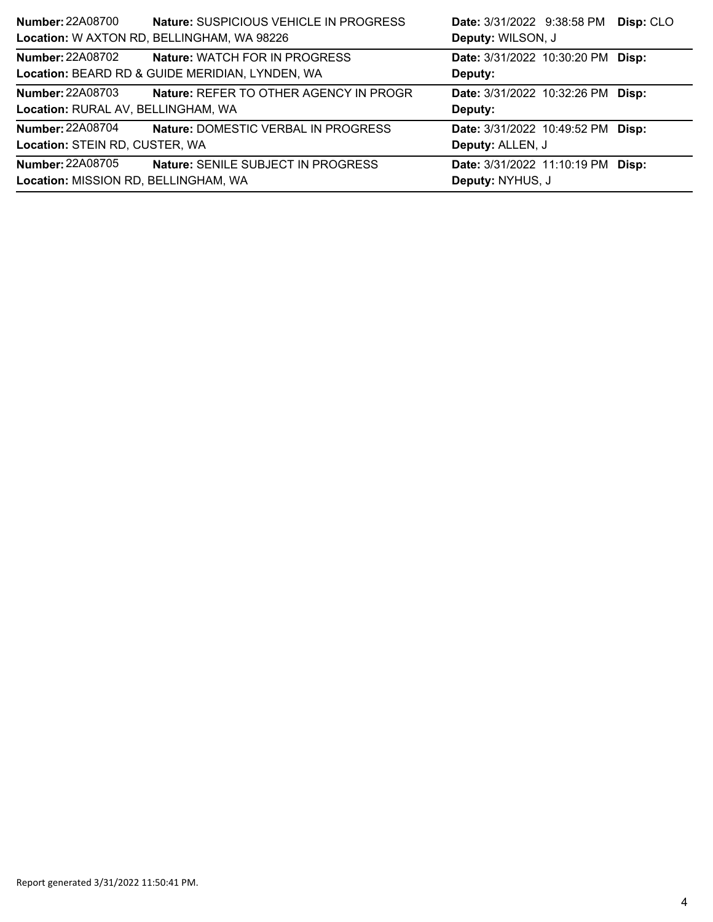**Number:** 22A08700 **Nature:** SUSPICIOUS VEHICLE IN PROGRESS **Date:** 3/31/2022 9:38:58 PM **Disp:** CLO
**Location:** W AXTON RD, BELLINGHAM, WA 98226 **Deputy:** WILSON, J

---

**Number:** 22A08702 **Nature:** WATCH FOR IN PROGRESS **Date:** 3/31/2022 10:30:20 PM **Disp:**
**Location:** BEARD RD & GUIDE MERIDIAN, LYNDEN, WA **Deputy:**

---

**Number:** 22A08703 **Nature:** REFER TO OTHER AGENCY IN PROGR **Date:** 3/31/2022 10:32:26 PM **Disp:**
**Location:** RURAL AV, BELLINGHAM, WA **Deputy:**

---

**Number:** 22A08704 **Nature:** DOMESTIC VERBAL IN PROGRESS **Date:** 3/31/2022 10:49:52 PM **Disp:**
**Location:** STEIN RD, CUSTER, WA **Deputy:** ALLEN, J

---

**Number:** 22A08705 **Nature:** SENILE SUBJECT IN PROGRESS **Date:** 3/31/2022 11:10:19 PM **Disp:**
**Location:** MISSION RD, BELLINGHAM, WA **Deputy:** NYHUS, J

---

Report generated 3/31/2022 11:50:41 PM.